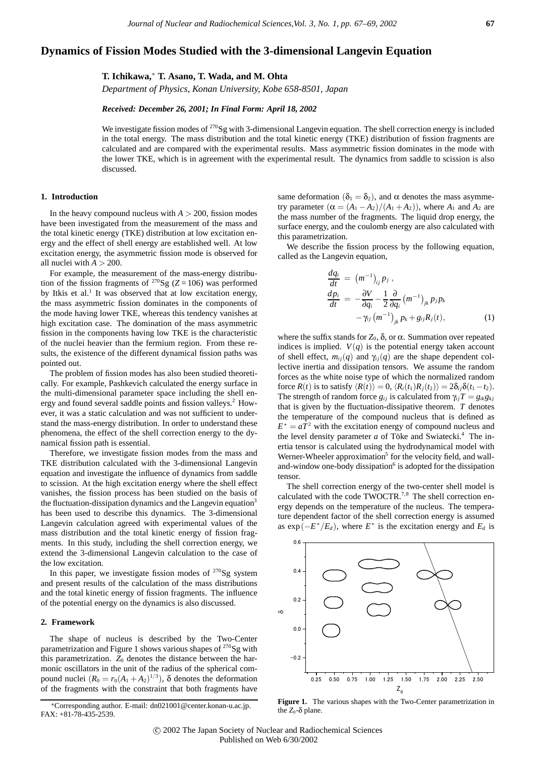# Dynamics of Fission Modes Studied with the 3-dimensional Langevin Equation

**T. Ichikawa,*  T. Asano, T. Wada, and M. Ohta**

*Department of Physics, Konan University, Kobe 658-8501, Japan*

***Received: December 26, 2001; In Final Form: April 18, 2002***

We investigate fission modes of $^{270}$Sg with 3-dimensional Langevin equation. The shell correction energy is included in the total energy. The mass distribution and the total kinetic energy (TKE) distribution of fission fragments are calculated and are compared with the experimental results. Mass asymmetric fission dominates in the mode with the lower TKE, which is in agreement with the experimental result. The dynamics from saddle to scission is also discussed.

## 1. Introduction

In the heavy compound nucleus with $A > 200$, fission modes have been investigated from the measurement of the mass and the total kinetic energy (TKE) distribution at low excitation energy and the effect of shell energy are established well. At low excitation energy, the asymmetric fission mode is observed for all nuclei with $A > 200$.

For example, the measurement of the mass-energy distribution of the fission fragments of $^{270}$Sg ($Z = 106$) was performed by Itkis et al.[1] It was observed that at low excitation energy, the mass asymmetric fission dominates in the components of the mode having lower TKE, whereas this tendency vanishes at high excitation case. The domination of the mass asymmetric fission in the components having low TKE is the characteristic of the nuclei heavier than the fermium region. From these results, the existence of the different dynamical fission paths was pointed out.

The problem of fission modes has also been studied theoretically. For example, Pashkevich calculated the energy surface in the multi-dimensional parameter space including the shell energy and found several saddle points and fission valleys.[2] However, it was a static calculation and was not sufficient to understand the mass-energy distribution. In order to understand these phenomena, the effect of the shell correction energy to the dynamical fission path is essential.

Therefore, we investigate fission modes from the mass and TKE distribution calculated with the 3-dimensional Langevin equation and investigate the influence of dynamics from saddle to scission. At the high excitation energy where the shell effect vanishes, the fission process has been studied on the basis of the fluctuation-dissipation dynamics and the Langevin equation[3] has been used to describe this dynamics. The 3-dimensional Langevin calculation agreed with experimental values of the mass distribution and the total kinetic energy of fission fragments. In this study, including the shell correction energy, we extend the 3-dimensional Langevin calculation to the case of the low excitation.

In this paper, we investigate fission modes of $^{270}$Sg system and present results of the calculation of the mass distributions and the total kinetic energy of fission fragments. The influence of the potential energy on the dynamics is also discussed.

## 2. Framework

The shape of nucleus is described by the Two-Center parametrization and Figure 1 shows various shapes of $^{270}$Sg with this parametrization. $Z_0$ denotes the distance between the harmonic oscillators in the unit of the radius of the spherical compound nuclei ($R_0 = r_0(A_1 + A_2)^{1/3}$), $\delta$ denotes the deformation of the fragments with the constraint that both fragments have same deformation ($\delta_1 = \delta_2$), and $\alpha$ denotes the mass asymmetry parameter ($\alpha = (A_1 - A_2)/(A_1 + A_2)$), where $A_1$ and $A_2$ are the mass number of the fragments. The liquid drop energy, the surface energy, and the coulomb energy are also calculated with this parametrization.

We describe the fission process by the following equation, called as the Langevin equation,

$$
\begin{aligned}
\frac{dq_i}{dt} &= \left(m^{-1}\right)_{ij} p_j \,, \\
\frac{dp_i}{dt} &= -\frac{\partial V}{\partial q_i} - \frac{1}{2}\frac{\partial}{\partial q_i}\left(m^{-1}\right)_{jk} p_j p_k \\
&\quad - \gamma_{ij}\left(m^{-1}\right)_{jk} p_k + g_{ij} R_j(t),
\end{aligned}
\tag{1}
$$

where the suffix stands for $Z_0$, $\delta$, or $\alpha$. Summation over repeated indices is implied. $V(q)$ is the potential energy taken account of shell effect, $m_{ij}(q)$ and $\gamma_{ij}(q)$ are the shape dependent collective inertia and dissipation tensors. We assume the random forces as the white noise type of which the normalized random force $R(t)$ is to satisfy $\langle R(t)\rangle = 0$, $\langle R_i(t_1)R_j(t_2)\rangle = 2\delta_{ij}\delta(t_1 - t_2)$. The strength of random force $g_{ij}$ is calculated from $\gamma_{ij}T = g_{ik}g_{kj}$ that is given by the fluctuation-dissipative theorem. $T$ denotes the temperature of the compound nucleus that is defined as $E^* = aT^2$ with the excitation energy of compound nucleus and the level density parameter $a$ of Töke and Swiatecki.[4] The inertia tensor is calculated using the hydrodynamical model with Werner-Wheeler approximation[5] for the velocity field, and wall-and-window one-body dissipation[6] is adopted for the dissipation tensor.

The shell correction energy of the two-center shell model is calculated with the code TWOCTR.[7,8] The shell correction energy depends on the temperature of the nucleus. The temperature dependent factor of the shell correction energy is assumed as $\exp(-E^*/E_d)$, where $E^*$ is the excitation energy and $E_d$ is

**Figure 1.** The various shapes with the Two-Center parametrization in the $Z_0$-$\delta$ plane.

*Corresponding author. E-mail: dn021001@center.konan-u.ac.jp. FAX: +81-78-435-2539.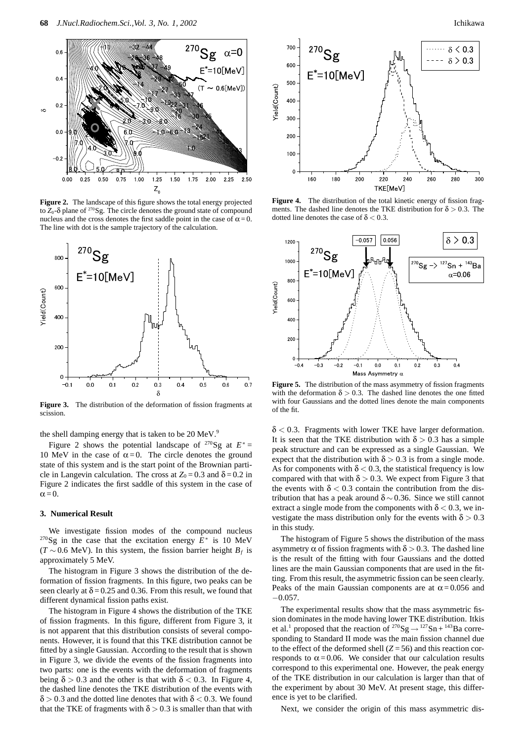**Figure 2.** The landscape of this figure shows the total energy projected to $Z_0$-$\delta$ plane of $^{270}$Sg. The circle denotes the ground state of compound nucleus and the cross denotes the first saddle point in the case of $\alpha = 0$. The line with dot is the sample trajectory of the calculation.

**Figure 3.** The distribution of the deformation of fission fragments at scission.

the shell damping energy that is taken to be 20 MeV.[9]

Figure 2 shows the potential landscape of $^{270}$Sg at $E^* = 10$ MeV in the case of $\alpha = 0$. The circle denotes the ground state of this system and is the start point of the Brownian particle in Langevin calculation. The cross at $Z_0 = 0.3$ and $\delta = 0.2$ in Figure 2 indicates the first saddle of this system in the case of $\alpha = 0$.

## 3. Numerical Result

We investigate fission modes of the compound nucleus $^{270}$Sg in the case that the excitation energy $E^*$ is 10 MeV ($T \sim 0.6$ MeV). In this system, the fission barrier height $B_f$ is approximately 5 MeV.

The histogram in Figure 3 shows the distribution of the deformation of fission fragments. In this figure, two peaks can be seen clearly at $\delta = 0.25$ and 0.36. From this result, we found that different dynamical fission paths exist.

The histogram in Figure 4 shows the distribution of the TKE of fission fragments. In this figure, different from Figure 3, it is not apparent that this distribution consists of several components. However, it is found that this TKE distribution cannot be fitted by a single Gaussian. According to the result that is shown in Figure 3, we divide the events of the fission fragments into two parts: one is the events with the deformation of fragments being $\delta > 0.3$ and the other is that with $\delta < 0.3$. In Figure 4, the dashed line denotes the TKE distribution of the events with $\delta > 0.3$ and the dotted line denotes that with $\delta < 0.3$. We found that the TKE of fragments with $\delta > 0.3$ is smaller than that with $\delta < 0.3$. Fragments with lower TKE have larger deformation. It is seen that the TKE distribution with $\delta > 0.3$ has a simple peak structure and can be expressed as a single Gaussian. We expect that the distribution with $\delta > 0.3$ is from a single mode. As for components with $\delta < 0.3$, the statistical frequency is low compared with that with $\delta > 0.3$. We expect from Figure 3 that the events with $\delta < 0.3$ contain the contribution from the distribution that has a peak around $\delta \sim 0.36$. Since we still cannot extract a single mode from the components with $\delta < 0.3$, we investigate the mass distribution only for the events with $\delta > 0.3$ in this study.

**Figure 4.** The distribution of the total kinetic energy of fission fragments. The dashed line denotes the TKE distribution for $\delta > 0.3$. The dotted line denotes the case of $\delta < 0.3$.

**Figure 5.** The distribution of the mass asymmetry of fission fragments with the deformation $\delta > 0.3$. The dashed line denotes the one fitted with four Gaussians and the dotted lines denote the main components of the fit.

The histogram of Figure 5 shows the distribution of the mass asymmetry $\alpha$ of fission fragments with $\delta > 0.3$. The dashed line is the result of the fitting with four Gaussians and the dotted lines are the main Gaussian components that are used in the fitting. From this result, the asymmetric fission can be seen clearly. Peaks of the main Gaussian components are at $\alpha = 0.056$ and $-0.057$.

The experimental results show that the mass asymmetric fission dominates in the mode having lower TKE distribution. Itkis et al.[1] proposed that the reaction of $^{270}\mathrm{Sg} \rightarrow {}^{127}\mathrm{Sn} + {}^{143}\mathrm{Ba}$ corresponding to Standard II mode was the main fission channel due to the effect of the deformed shell ($Z = 56$) and this reaction corresponds to $\alpha = 0.06$. We consider that our calculation results correspond to this experimental one. However, the peak energy of the TKE distribution in our calculation is larger than that of the experiment by about 30 MeV. At present stage, this difference is yet to be clarified.

Next, we consider the origin of this mass asymmetric dis-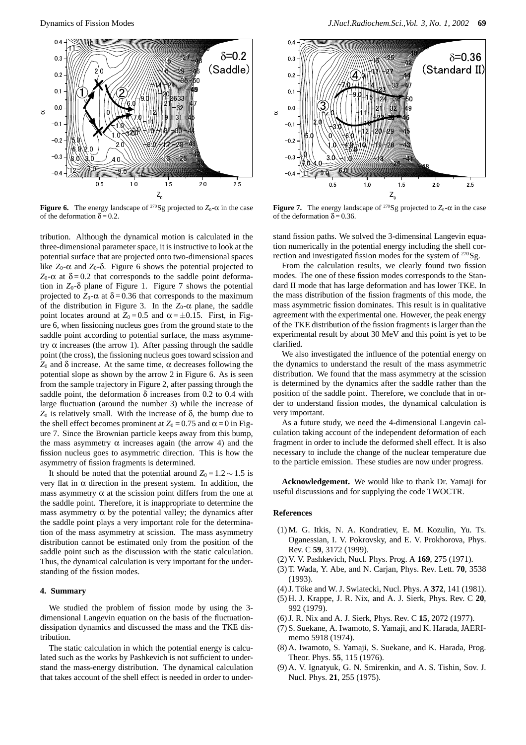**Figure 6.** The energy landscape of $^{270}$Sg projected to $Z_0$-$\alpha$ in the case of the deformation $\delta = 0.2$.

**Figure 7.** The energy landscape of $^{270}$Sg projected to $Z_0$-$\alpha$ in the case of the deformation $\delta = 0.36$.

tribution. Although the dynamical motion is calculated in the three-dimensional parameter space, it is instructive to look at the potential surface that are projected onto two-dimensional spaces like $Z_0$-$\alpha$ and $Z_0$-$\delta$. Figure 6 shows the potential projected to $Z_0$-$\alpha$ at $\delta = 0.2$ that corresponds to the saddle point deformation in $Z_0$-$\delta$ plane of Figure 1. Figure 7 shows the potential projected to $Z_0$-$\alpha$ at $\delta = 0.36$ that corresponds to the maximum of the distribution in Figure 3. In the $Z_0$-$\alpha$ plane, the saddle point locates around at $Z_0 = 0.5$ and $\alpha = \pm 0.15$. First, in Figure 6, when fissioning nucleus goes from the ground state to the saddle point according to potential surface, the mass asymmetry $\alpha$ increases (the arrow 1). After passing through the saddle point (the cross), the fissioning nucleus goes toward scission and $Z_0$ and $\delta$ increase. At the same time, $\alpha$ decreases following the potential slope as shown by the arrow 2 in Figure 6. As is seen from the sample trajectory in Figure 2, after passing through the saddle point, the deformation $\delta$ increases from 0.2 to 0.4 with large fluctuation (around the number 3) while the increase of $Z_0$ is relatively small. With the increase of $\delta$, the bump due to the shell effect becomes prominent at $Z_0 = 0.75$ and $\alpha = 0$ in Figure 7. Since the Brownian particle keeps away from this bump, the mass asymmetry $\alpha$ increases again (the arrow 4) and the fission nucleus goes to asymmetric direction. This is how the asymmetry of fission fragments is determined.

It should be noted that the potential around $Z_0 = 1.2 \sim 1.5$ is very flat in $\alpha$ direction in the present system. In addition, the mass asymmetry $\alpha$ at the scission point differs from the one at the saddle point. Therefore, it is inappropriate to determine the mass asymmetry $\alpha$ by the potential valley; the dynamics after the saddle point plays a very important role for the determination of the mass asymmetry at scission. The mass asymmetry distribution cannot be estimated only from the position of the saddle point such as the discussion with the static calculation. Thus, the dynamical calculation is very important for the understanding of the fission modes.

## 4. Summary

We studied the problem of fission mode by using the 3-dimensional Langevin equation on the basis of the fluctuation-dissipation dynamics and discussed the mass and the TKE distribution.

The static calculation in which the potential energy is calculated such as the works by Pashkevich is not sufficient to understand the mass-energy distribution. The dynamical calculation that takes account of the shell effect is needed in order to understand fission paths. We solved the 3-dimensinal Langevin equation numerically in the potential energy including the shell correction and investigated fission modes for the system of $^{270}$Sg.

From the calculation results, we clearly found two fission modes. The one of these fission modes corresponds to the Standard II mode that has large deformation and has lower TKE. In the mass distribution of the fission fragments of this mode, the mass asymmetric fission dominates. This result is in qualitative agreement with the experimental one. However, the peak energy of the TKE distribution of the fission fragments is larger than the experimental result by about 30 MeV and this point is yet to be clarified.

We also investigated the influence of the potential energy on the dynamics to understand the result of the mass asymmetric distribution. We found that the mass asymmetry at the scission is determined by the dynamics after the saddle rather than the position of the saddle point. Therefore, we conclude that in order to understand fission modes, the dynamical calculation is very important.

As a future study, we need the 4-dimensional Langevin calculation taking account of the independent deformation of each fragment in order to include the deformed shell effect. It is also necessary to include the change of the nuclear temperature due to the particle emission. These studies are now under progress.

**Acknowledgement.** We would like to thank Dr. Yamaji for useful discussions and for supplying the code TWOCTR.

## References

(1) M. G. Itkis, N. A. Kondratiev, E. M. Kozulin, Yu. Ts. Oganessian, I. V. Pokrovsky, and E. V. Prokhorova, Phys. Rev. C **59**, 3172 (1999).
(2) V. V. Pashkevich, Nucl. Phys. Prog. A **169**, 275 (1971).
(3) T. Wada, Y. Abe, and N. Carjan, Phys. Rev. Lett. **70**, 3538 (1993).
(4) J. Töke and W. J. Swiatecki, Nucl. Phys. A **372**, 141 (1981).
(5) H. J. Krappe, J. R. Nix, and A. J. Sierk, Phys. Rev. C **20**, 992 (1979).
(6) J. R. Nix and A. J. Sierk, Phys. Rev. C **15**, 2072 (1977).
(7) S. Suekane, A. Iwamoto, S. Yamaji, and K. Harada, JAERI-memo 5918 (1974).
(8) A. Iwamoto, S. Yamaji, S. Suekane, and K. Harada, Prog. Theor. Phys. **55**, 115 (1976).
(9) A. V. Ignatyuk, G. N. Smirenkin, and A. S. Tishin, Sov. J. Nucl. Phys. **21**, 255 (1975).